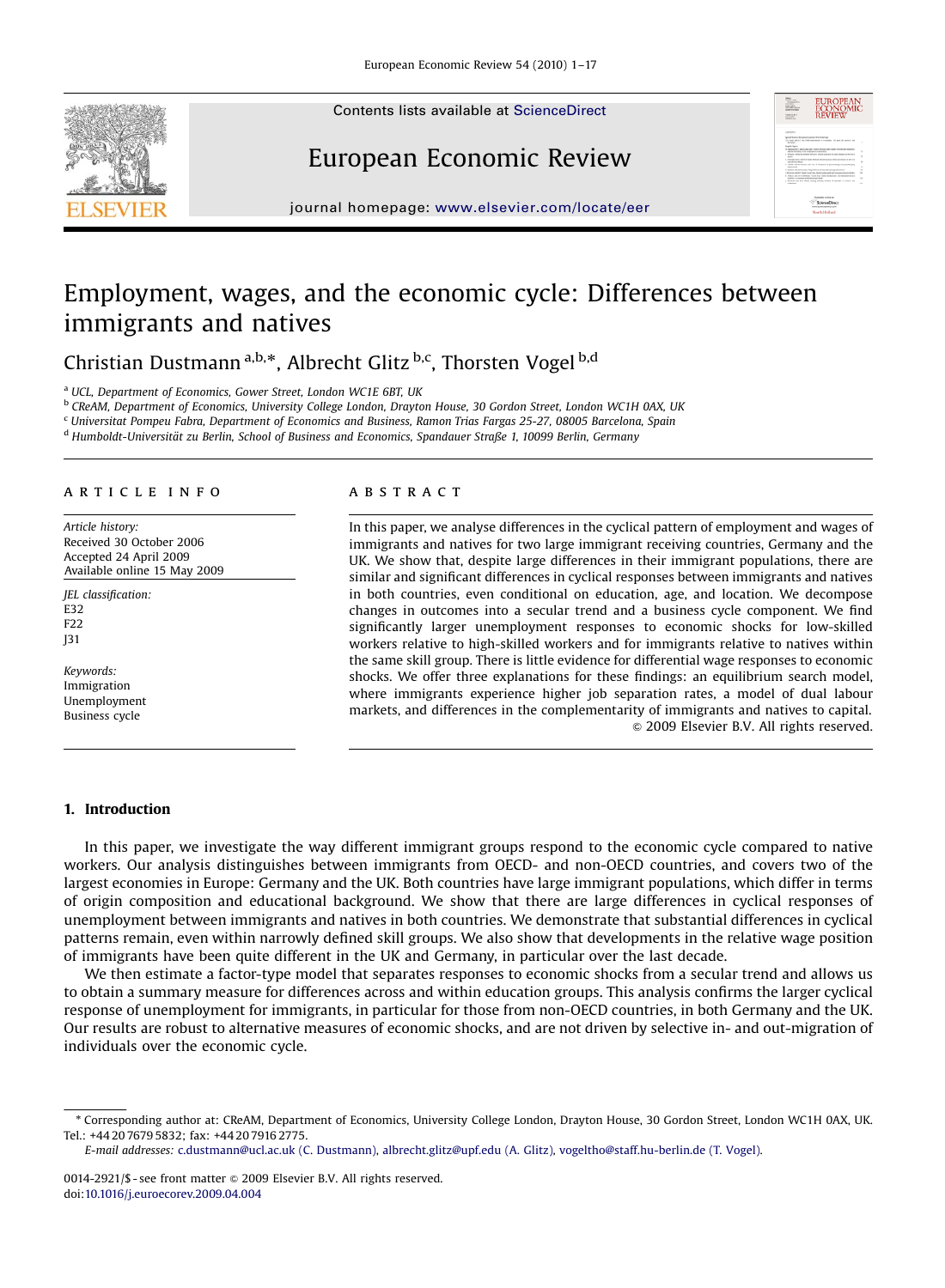# Employment, wages, and the economic cycle: Differences between immigrants and natives

Christian Dustmann [a,b,*], Albrecht Glitz [b,c], Thorsten Vogel [b,d]

[a] UCL, Department of Economics, Gower Street, London WC1E 6BT, UK
[b] CReAM, Department of Economics, University College London, Drayton House, 30 Gordon Street, London WC1H 0AX, UK
[c] Universitat Pompeu Fabra, Department of Economics and Business, Ramon Trias Fargas 25-27, 08005 Barcelona, Spain
[d] Humboldt-Universität zu Berlin, School of Business and Economics, Spandauer Straße 1, 10099 Berlin, Germany

## ARTICLE INFO

*Article history:*
Received 30 October 2006
Accepted 24 April 2009
Available online 15 May 2009

*JEL classification:*
E32
F22
J31

*Keywords:*
Immigration
Unemployment
Business cycle

## ABSTRACT

In this paper, we analyse differences in the cyclical pattern of employment and wages of immigrants and natives for two large immigrant receiving countries, Germany and the UK. We show that, despite large differences in their immigrant populations, there are similar and significant differences in cyclical responses between immigrants and natives in both countries, even conditional on education, age, and location. We decompose changes in outcomes into a secular trend and a business cycle component. We find significantly larger unemployment responses to economic shocks for low-skilled workers relative to high-skilled workers and for immigrants relative to natives within the same skill group. There is little evidence for differential wage responses to economic shocks. We offer three explanations for these findings: an equilibrium search model, where immigrants experience higher job separation rates, a model of dual labour markets, and differences in the complementarity of immigrants and natives to capital.

© 2009 Elsevier B.V. All rights reserved.

## 1. Introduction

In this paper, we investigate the way different immigrant groups respond to the economic cycle compared to native workers. Our analysis distinguishes between immigrants from OECD- and non-OECD countries, and covers two of the largest economies in Europe: Germany and the UK. Both countries have large immigrant populations, which differ in terms of origin composition and educational background. We show that there are large differences in cyclical responses of unemployment between immigrants and natives in both countries. We demonstrate that substantial differences in cyclical patterns remain, even within narrowly defined skill groups. We also show that developments in the relative wage position of immigrants have been quite different in the UK and Germany, in particular over the last decade.

We then estimate a factor-type model that separates responses to economic shocks from a secular trend and allows us to obtain a summary measure for differences across and within education groups. This analysis confirms the larger cyclical response of unemployment for immigrants, in particular for those from non-OECD countries, in both Germany and the UK. Our results are robust to alternative measures of economic shocks, and are not driven by selective in- and out-migration of individuals over the economic cycle.

---

\* Corresponding author at: CReAM, Department of Economics, University College London, Drayton House, 30 Gordon Street, London WC1H 0AX, UK. Tel.: +44 20 7679 5832; fax: +44 20 7916 2775.
*E-mail addresses:* c.dustmann@ucl.ac.uk (C. Dustmann), albrecht.glitz@upf.edu (A. Glitz), vogeltho@staff.hu-berlin.de (T. Vogel).

0014-2921/$ - see front matter © 2009 Elsevier B.V. All rights reserved.
doi:10.1016/j.euroecorev.2009.04.004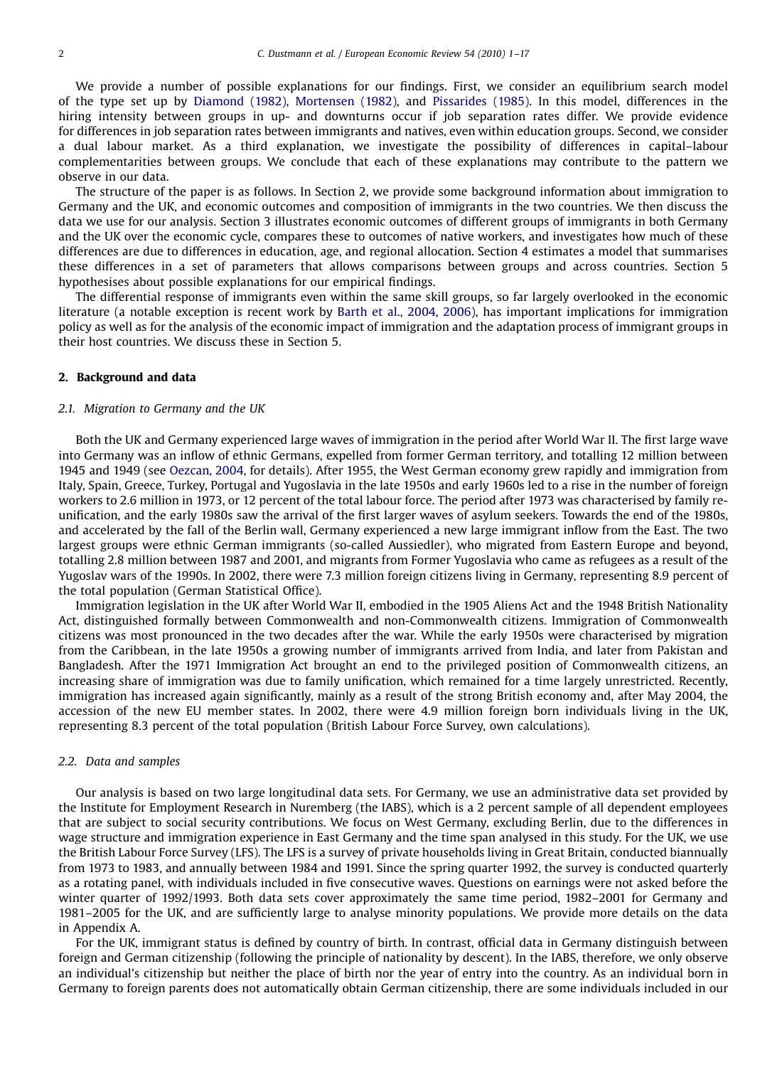We provide a number of possible explanations for our findings. First, we consider an equilibrium search model of the type set up by Diamond (1982), Mortensen (1982), and Pissarides (1985). In this model, differences in the hiring intensity between groups in up- and downturns occur if job separation rates differ. We provide evidence for differences in job separation rates between immigrants and natives, even within education groups. Second, we consider a dual labour market. As a third explanation, we investigate the possibility of differences in capital–labour complementarities between groups. We conclude that each of these explanations may contribute to the pattern we observe in our data.

The structure of the paper is as follows. In Section 2, we provide some background information about immigration to Germany and the UK, and economic outcomes and composition of immigrants in the two countries. We then discuss the data we use for our analysis. Section 3 illustrates economic outcomes of different groups of immigrants in both Germany and the UK over the economic cycle, compares these to outcomes of native workers, and investigates how much of these differences are due to differences in education, age, and regional allocation. Section 4 estimates a model that summarises these differences in a set of parameters that allows comparisons between groups and across countries. Section 5 hypothesises about possible explanations for our empirical findings.

The differential response of immigrants even within the same skill groups, so far largely overlooked in the economic literature (a notable exception is recent work by Barth et al., 2004, 2006), has important implications for immigration policy as well as for the analysis of the economic impact of immigration and the adaptation process of immigrant groups in their host countries. We discuss these in Section 5.

## 2. Background and data

### 2.1. Migration to Germany and the UK

Both the UK and Germany experienced large waves of immigration in the period after World War II. The first large wave into Germany was an inflow of ethnic Germans, expelled from former German territory, and totalling 12 million between 1945 and 1949 (see Oezcan, 2004, for details). After 1955, the West German economy grew rapidly and immigration from Italy, Spain, Greece, Turkey, Portugal and Yugoslavia in the late 1950s and early 1960s led to a rise in the number of foreign workers to 2.6 million in 1973, or 12 percent of the total labour force. The period after 1973 was characterised by family re-unification, and the early 1980s saw the arrival of the first larger waves of asylum seekers. Towards the end of the 1980s, and accelerated by the fall of the Berlin wall, Germany experienced a new large immigrant inflow from the East. The two largest groups were ethnic German immigrants (so-called Aussiedler), who migrated from Eastern Europe and beyond, totalling 2.8 million between 1987 and 2001, and migrants from Former Yugoslavia who came as refugees as a result of the Yugoslav wars of the 1990s. In 2002, there were 7.3 million foreign citizens living in Germany, representing 8.9 percent of the total population (German Statistical Office).

Immigration legislation in the UK after World War II, embodied in the 1905 Aliens Act and the 1948 British Nationality Act, distinguished formally between Commonwealth and non-Commonwealth citizens. Immigration of Commonwealth citizens was most pronounced in the two decades after the war. While the early 1950s were characterised by migration from the Caribbean, in the late 1950s a growing number of immigrants arrived from India, and later from Pakistan and Bangladesh. After the 1971 Immigration Act brought an end to the privileged position of Commonwealth citizens, an increasing share of immigration was due to family unification, which remained for a time largely unrestricted. Recently, immigration has increased again significantly, mainly as a result of the strong British economy and, after May 2004, the accession of the new EU member states. In 2002, there were 4.9 million foreign born individuals living in the UK, representing 8.3 percent of the total population (British Labour Force Survey, own calculations).

### 2.2. Data and samples

Our analysis is based on two large longitudinal data sets. For Germany, we use an administrative data set provided by the Institute for Employment Research in Nuremberg (the IABS), which is a 2 percent sample of all dependent employees that are subject to social security contributions. We focus on West Germany, excluding Berlin, due to the differences in wage structure and immigration experience in East Germany and the time span analysed in this study. For the UK, we use the British Labour Force Survey (LFS). The LFS is a survey of private households living in Great Britain, conducted biannually from 1973 to 1983, and annually between 1984 and 1991. Since the spring quarter 1992, the survey is conducted quarterly as a rotating panel, with individuals included in five consecutive waves. Questions on earnings were not asked before the winter quarter of 1992/1993. Both data sets cover approximately the same time period, 1982–2001 for Germany and 1981–2005 for the UK, and are sufficiently large to analyse minority populations. We provide more details on the data in Appendix A.

For the UK, immigrant status is defined by country of birth. In contrast, official data in Germany distinguish between foreign and German citizenship (following the principle of nationality by descent). In the IABS, therefore, we only observe an individual's citizenship but neither the place of birth nor the year of entry into the country. As an individual born in Germany to foreign parents does not automatically obtain German citizenship, there are some individuals included in our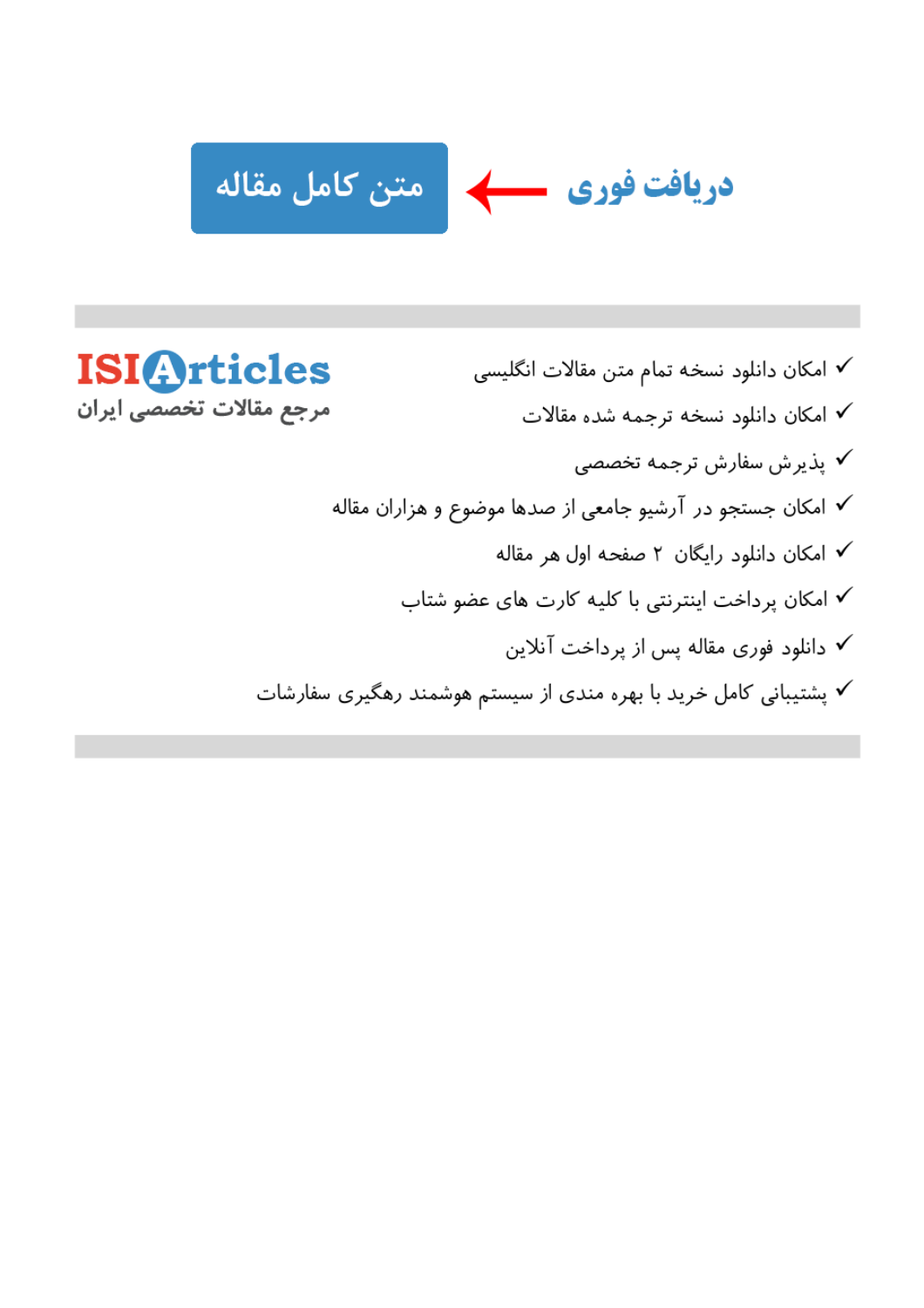دریافت فوری ← **متن کامل مقاله**

**ISIArticles**
مرجع مقالات تخصصی ایران

- ✓ امکان دانلود نسخه تمام متن مقالات انگلیسی
- ✓ امکان دانلود نسخه ترجمه شده مقالات
- ✓ پذیرش سفارش ترجمه تخصصی
- ✓ امکان جستجو در آرشیو جامعی از صدها موضوع و هزاران مقاله
- ✓ امکان دانلود رایگان ۲ صفحه اول هر مقاله
- ✓ امکان پرداخت اینترنتی با کلیه کارت های عضو شتاب
- ✓ دانلود فوری مقاله پس از پرداخت آنلاین
- ✓ پشتیبانی کامل خرید با بهره مندی از سیستم هوشمند رهگیری سفارشات